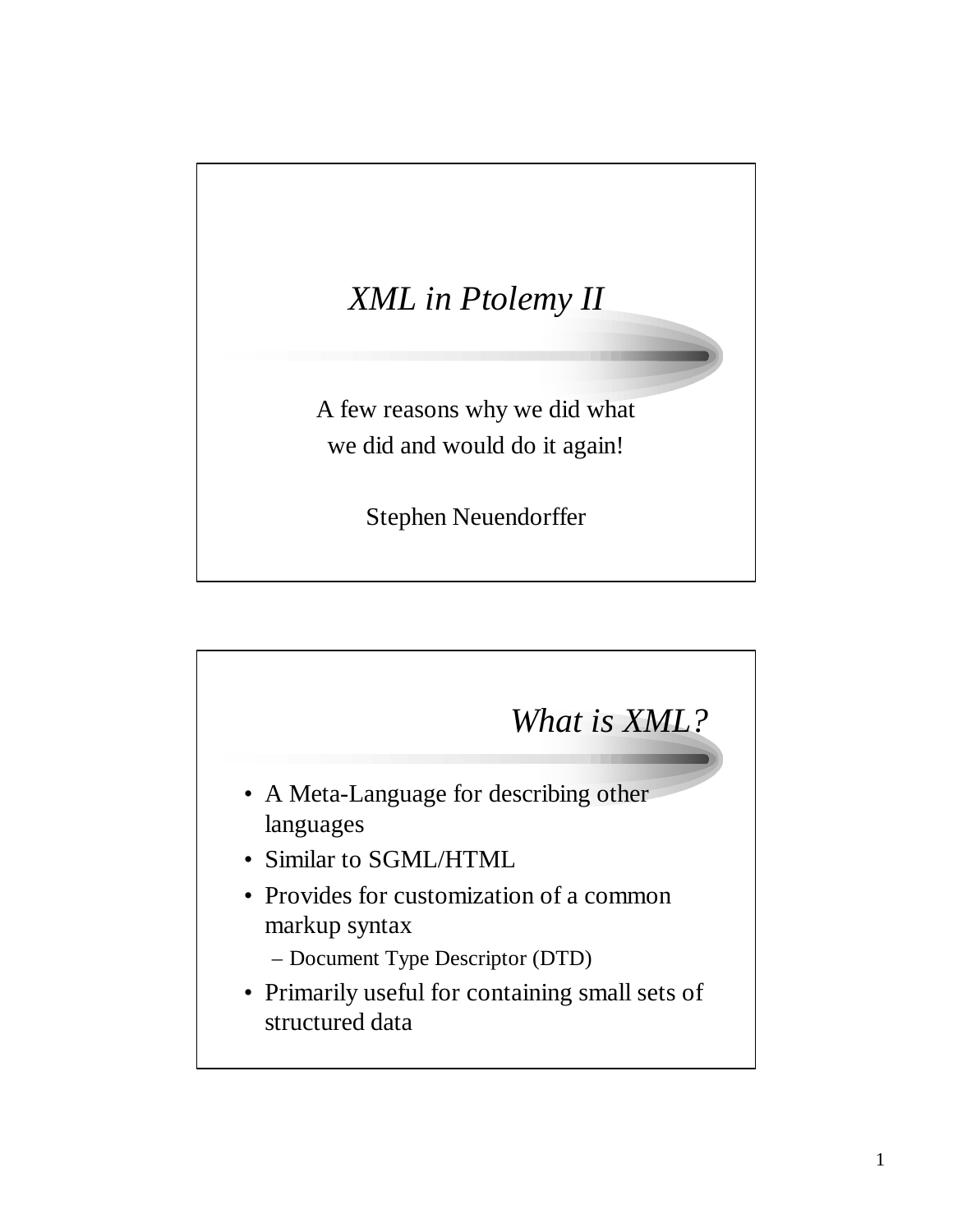# *XML in Ptolemy II*

A few reasons why we did what we did and would do it again!

Stephen Neuendorffer

## *What is XML?*

- A Meta-Language for describing other languages
- Similar to SGML/HTML
- Provides for customization of a common markup syntax
  - Document Type Descriptor (DTD)
- Primarily useful for containing small sets of structured data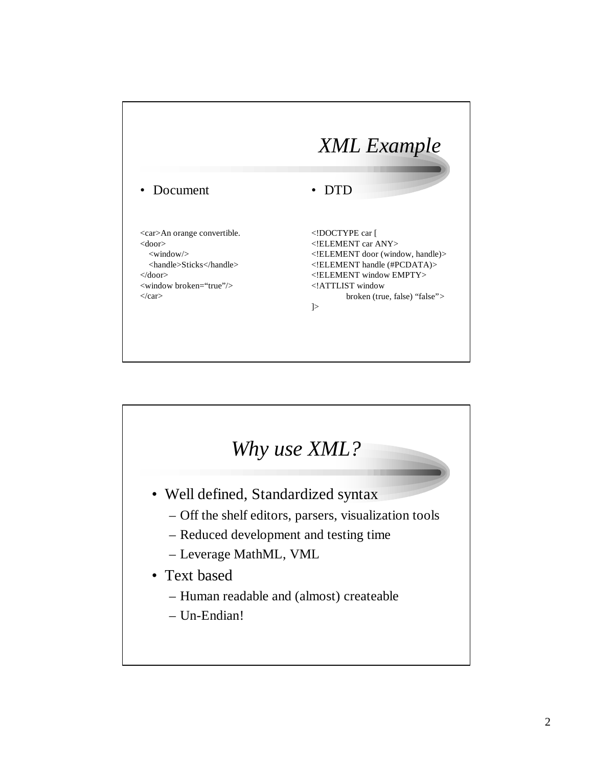## *XML Example*

- Document

```
<car>An orange convertible.
<door>
   <window/>
   <handle>Sticks</handle>
</door>
<window broken="true"/>
</car>
```

- DTD

```
<!DOCTYPE car [
<!ELEMENT car ANY>
<!ELEMENT door (window, handle)>
<!ELEMENT handle (#PCDATA)>
<!ELEMENT window EMPTY>
<!ATTLIST window
        broken (true, false) "false">
]>
```

## *Why use XML?*

- Well defined, Standardized syntax
  - Off the shelf editors, parsers, visualization tools
  - Reduced development and testing time
  - Leverage MathML, VML
- Text based
  - Human readable and (almost) createable
  - Un-Endian!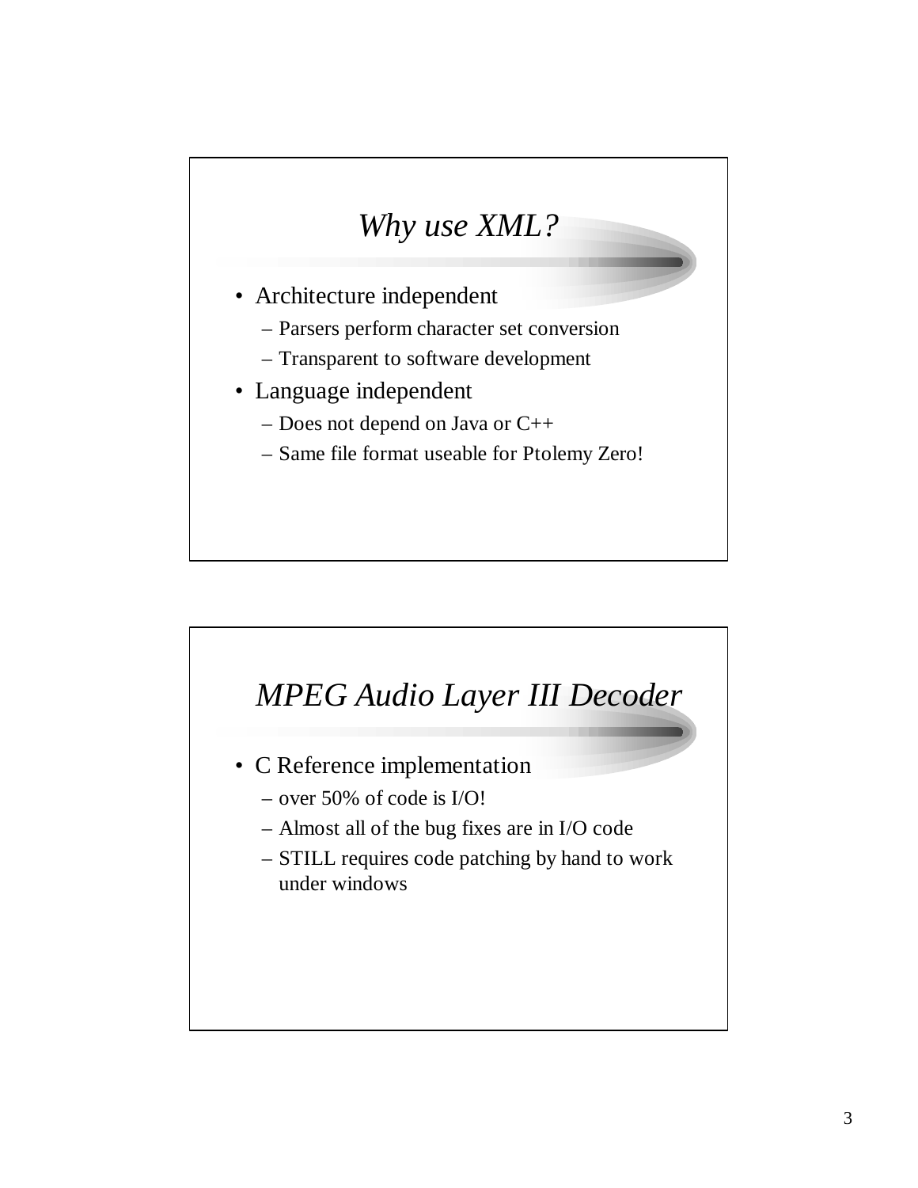## *Why use XML?*

- Architecture independent
  - Parsers perform character set conversion
  - Transparent to software development
- Language independent
  - Does not depend on Java or C++
  - Same file format useable for Ptolemy Zero!

## *MPEG Audio Layer III Decoder*

- C Reference implementation
  - over 50% of code is I/O!
  - Almost all of the bug fixes are in I/O code
  - STILL requires code patching by hand to work under windows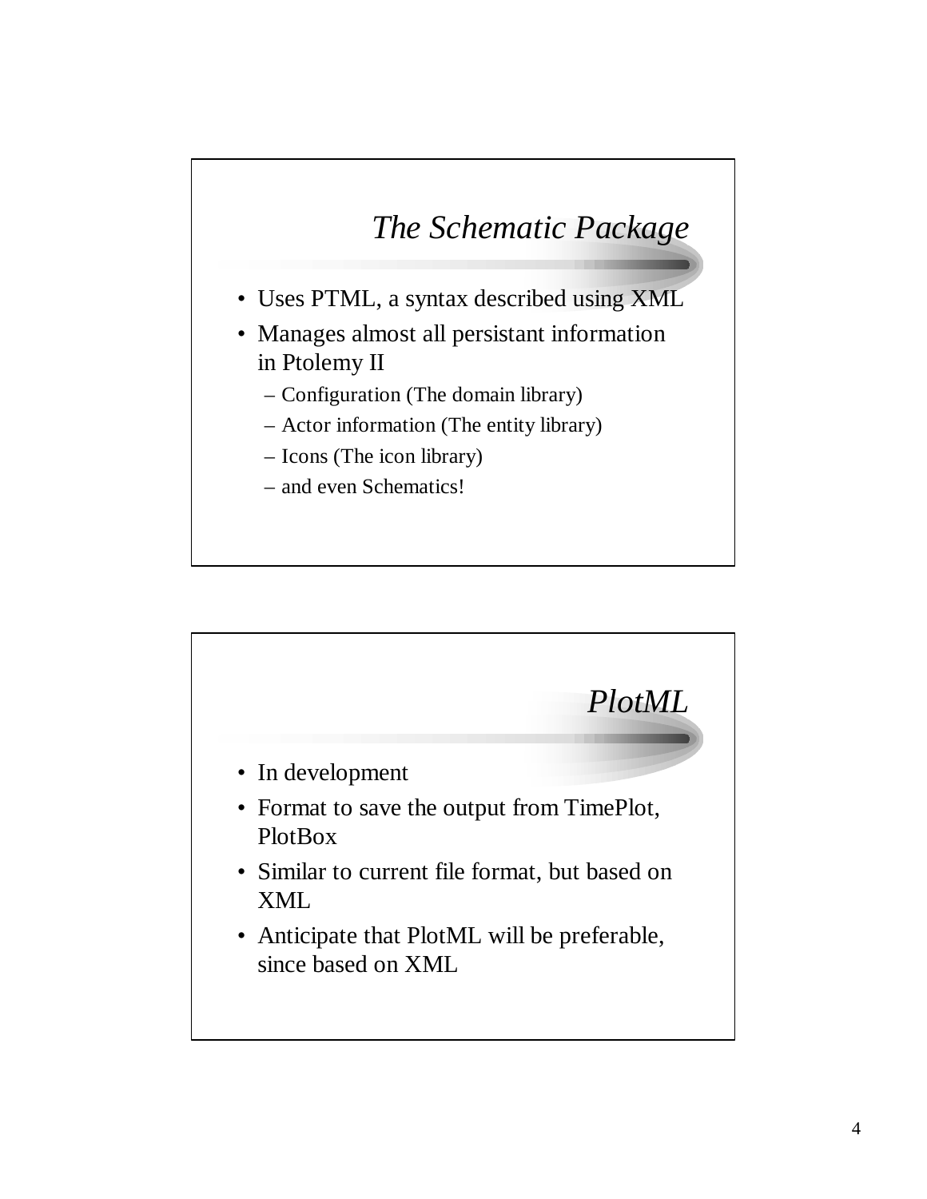## *The Schematic Package*

- Uses PTML, a syntax described using XML
- Manages almost all persistant information in Ptolemy II
  - Configuration (The domain library)
  - Actor information (The entity library)
  - Icons (The icon library)
  - and even Schematics!

## *PlotML*

- In development
- Format to save the output from TimePlot, PlotBox
- Similar to current file format, but based on XML
- Anticipate that PlotML will be preferable, since based on XML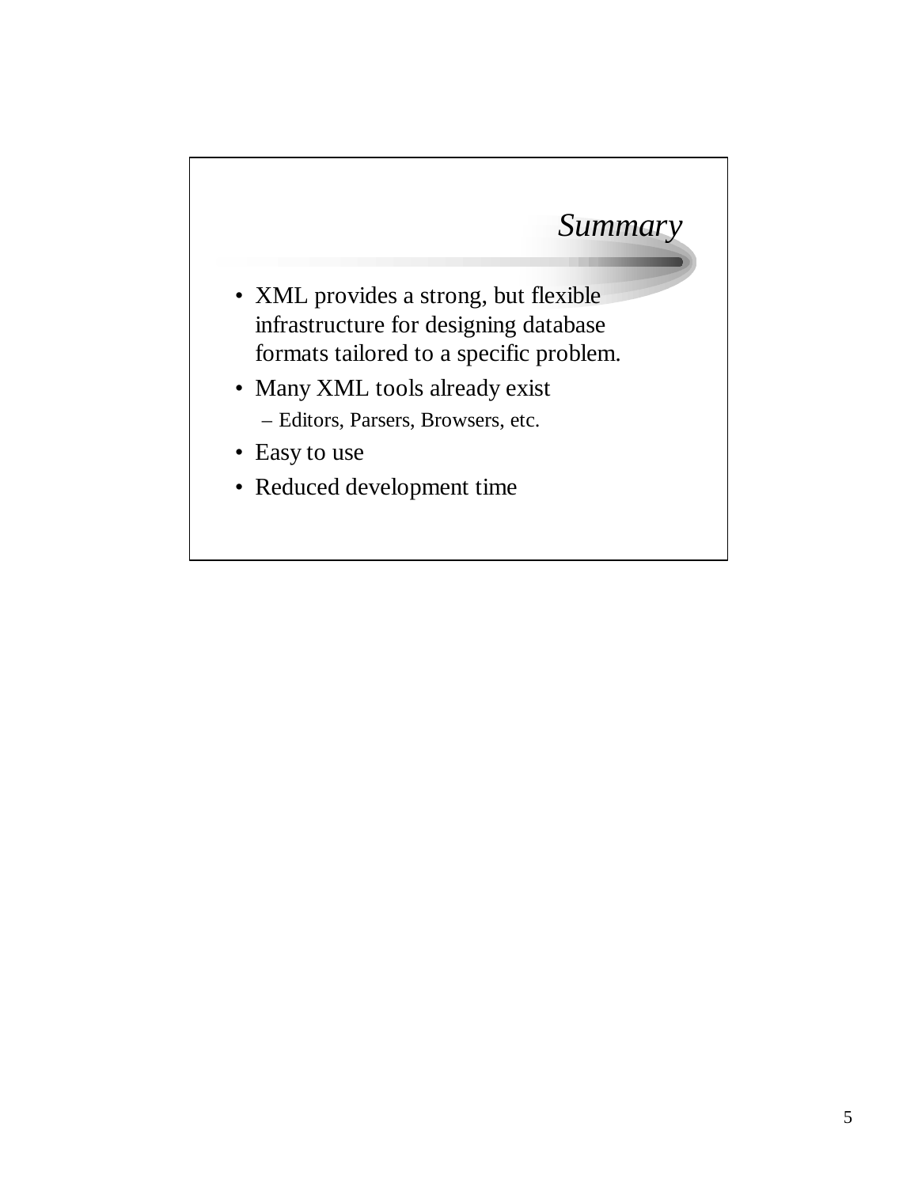## *Summary*

- XML provides a strong, but flexible infrastructure for designing database formats tailored to a specific problem.
- Many XML tools already exist
  - Editors, Parsers, Browsers, etc.
- Easy to use
- Reduced development time